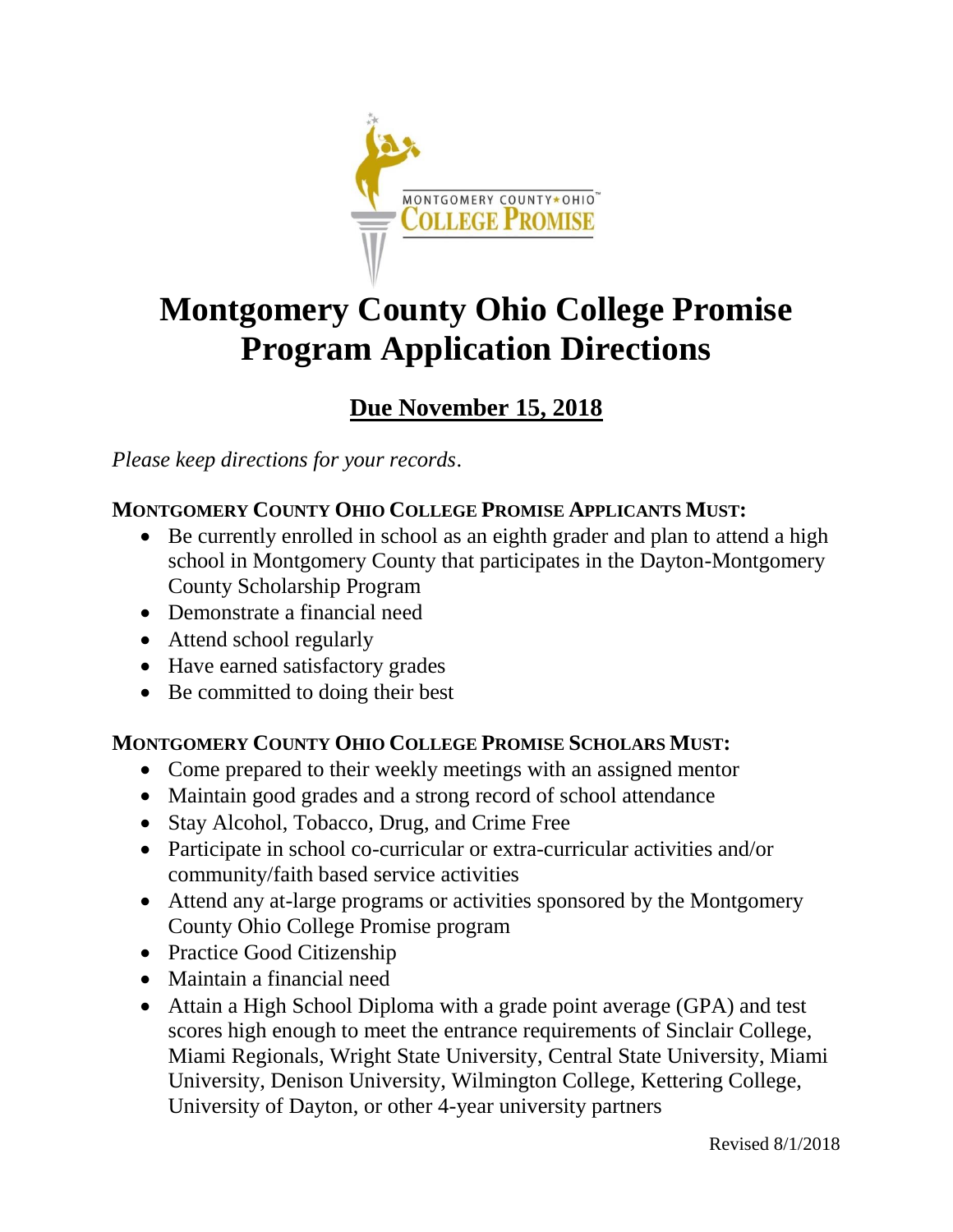# Montgomery County Ohio College Promise Program Application Directions

## Due November 15, 2018

*Please keep directions for your records*.

**MONTGOMERY COUNTY OHIO COLLEGE PROMISE APPLICANTS MUST:**

- Be currently enrolled in school as an eighth grader and plan to attend a high school in Montgomery County that participates in the Dayton-Montgomery County Scholarship Program
- Demonstrate a financial need
- Attend school regularly
- Have earned satisfactory grades
- Be committed to doing their best

**MONTGOMERY COUNTY OHIO COLLEGE PROMISE SCHOLARS MUST:**

- Come prepared to their weekly meetings with an assigned mentor
- Maintain good grades and a strong record of school attendance
- Stay Alcohol, Tobacco, Drug, and Crime Free
- Participate in school co-curricular or extra-curricular activities and/or community/faith based service activities
- Attend any at-large programs or activities sponsored by the Montgomery County Ohio College Promise program
- Practice Good Citizenship
- Maintain a financial need
- Attain a High School Diploma with a grade point average (GPA) and test scores high enough to meet the entrance requirements of Sinclair College, Miami Regionals, Wright State University, Central State University, Miami University, Denison University, Wilmington College, Kettering College, University of Dayton, or other 4-year university partners

Revised 8/1/2018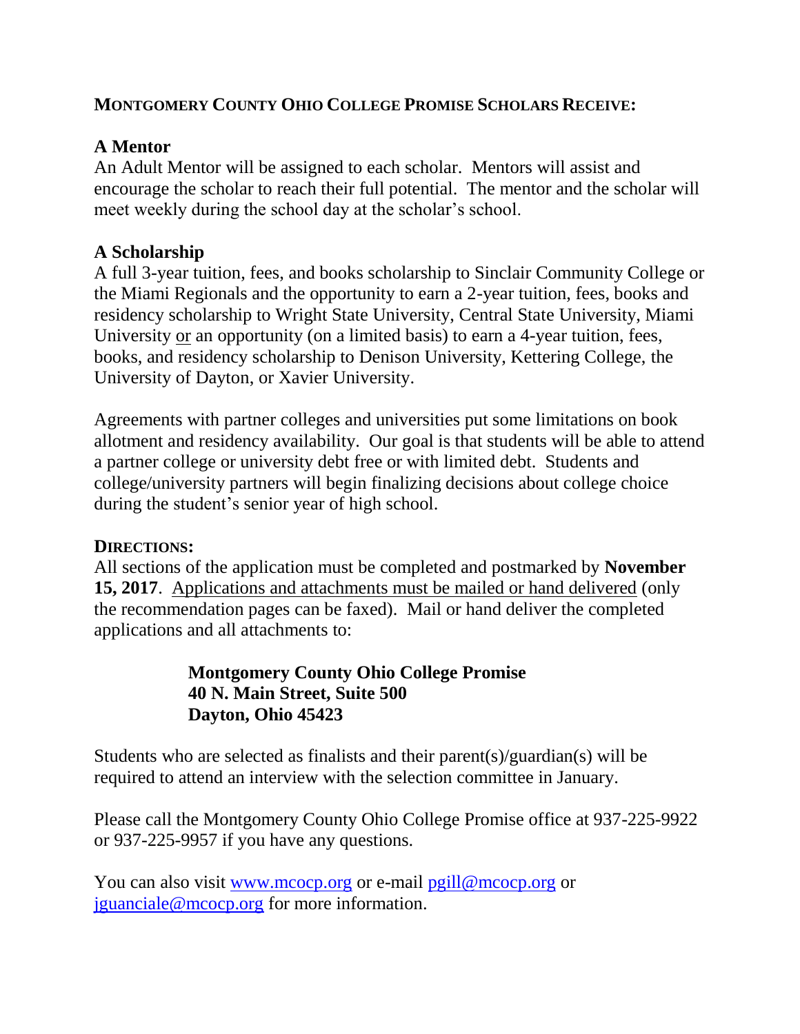## **MONTGOMERY COUNTY OHIO COLLEGE PROMISE SCHOLARS RECEIVE:**

### **A Mentor**

An Adult Mentor will be assigned to each scholar. Mentors will assist and encourage the scholar to reach their full potential. The mentor and the scholar will meet weekly during the school day at the scholar's school.

### **A Scholarship**

A full 3-year tuition, fees, and books scholarship to Sinclair Community College or the Miami Regionals and the opportunity to earn a 2-year tuition, fees, books and residency scholarship to Wright State University, Central State University, Miami University <u>or</u> an opportunity (on a limited basis) to earn a 4-year tuition, fees, books, and residency scholarship to Denison University, Kettering College, the University of Dayton, or Xavier University.

Agreements with partner colleges and universities put some limitations on book allotment and residency availability. Our goal is that students will be able to attend a partner college or university debt free or with limited debt. Students and college/university partners will begin finalizing decisions about college choice during the student's senior year of high school.

**DIRECTIONS:**

All sections of the application must be completed and postmarked by **November 15, 2017**. <u>Applications and attachments must be mailed or hand delivered</u> (only the recommendation pages can be faxed). Mail or hand deliver the completed applications and all attachments to:

**Montgomery County Ohio College Promise**
**40 N. Main Street, Suite 500**
**Dayton, Ohio 45423**

Students who are selected as finalists and their parent(s)/guardian(s) will be required to attend an interview with the selection committee in January.

Please call the Montgomery County Ohio College Promise office at 937-225-9922 or 937-225-9957 if you have any questions.

You can also visit www.mcocp.org or e-mail pgill@mcocp.org or jguanciale@mcocp.org for more information.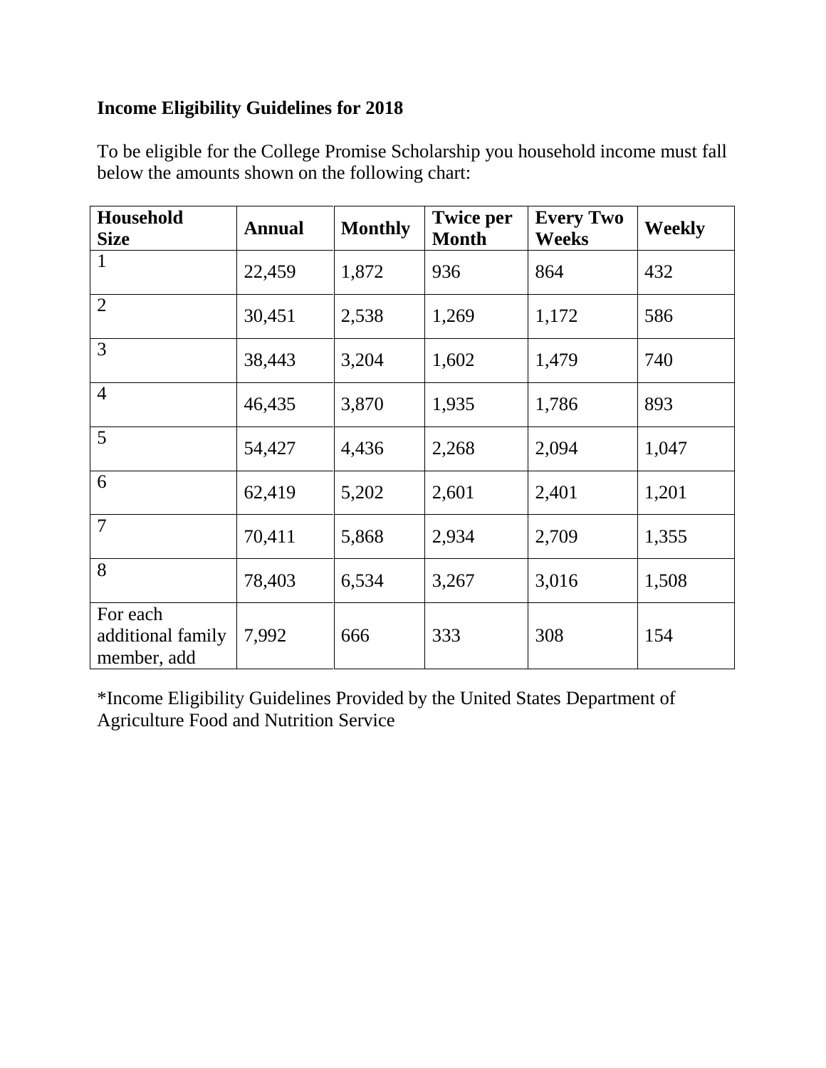**Income Eligibility Guidelines for 2018**

To be eligible for the College Promise Scholarship you household income must fall below the amounts shown on the following chart:

| Household Size | Annual | Monthly | Twice per Month | Every Two Weeks | Weekly |
|---|---|---|---|---|---|
| 1 | 22,459 | 1,872 | 936 | 864 | 432 |
| 2 | 30,451 | 2,538 | 1,269 | 1,172 | 586 |
| 3 | 38,443 | 3,204 | 1,602 | 1,479 | 740 |
| 4 | 46,435 | 3,870 | 1,935 | 1,786 | 893 |
| 5 | 54,427 | 4,436 | 2,268 | 2,094 | 1,047 |
| 6 | 62,419 | 5,202 | 2,601 | 2,401 | 1,201 |
| 7 | 70,411 | 5,868 | 2,934 | 2,709 | 1,355 |
| 8 | 78,403 | 6,534 | 3,267 | 3,016 | 1,508 |
| For each additional family member, add | 7,992 | 666 | 333 | 308 | 154 |

*Income Eligibility Guidelines Provided by the United States Department of Agriculture Food and Nutrition Service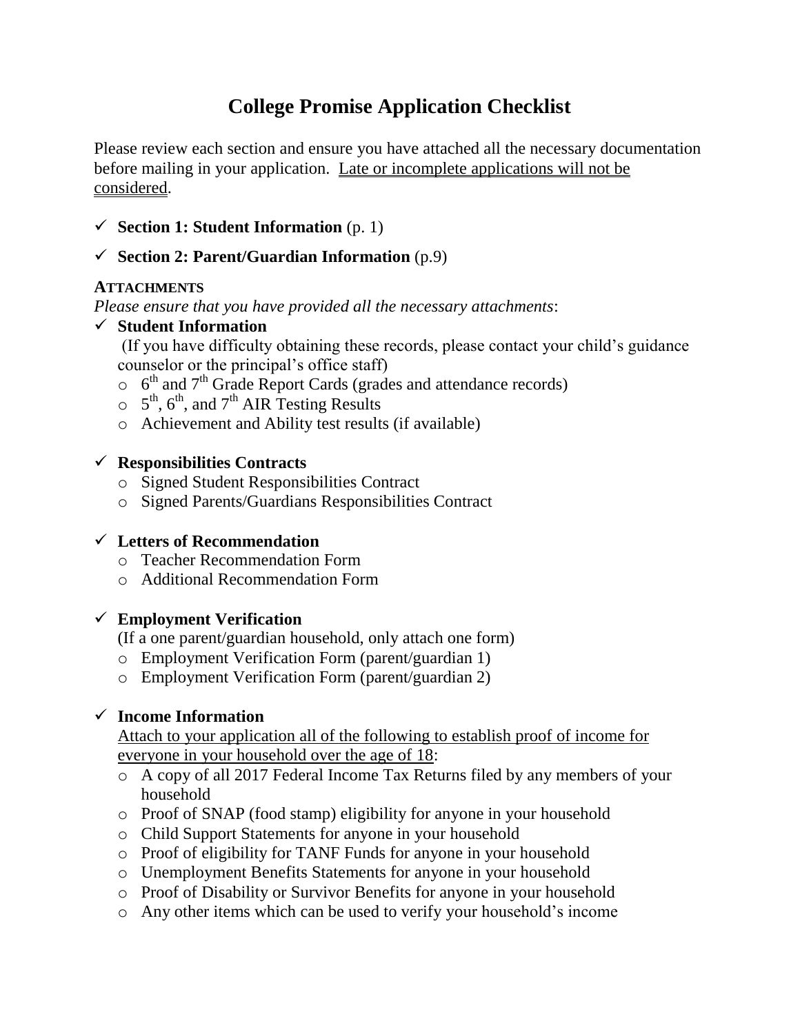# College Promise Application Checklist

Please review each section and ensure you have attached all the necessary documentation before mailing in your application. Late or incomplete applications will not be considered.

- ✓ **Section 1: Student Information** (p. 1)
- ✓ **Section 2: Parent/Guardian Information** (p.9)

**ATTACHMENTS**

*Please ensure that you have provided all the necessary attachments*:

- ✓ **Student Information**
  (If you have difficulty obtaining these records, please contact your child's guidance counselor or the principal's office staff)
  - 6th and 7th Grade Report Cards (grades and attendance records)
  - 5th, 6th, and 7th AIR Testing Results
  - Achievement and Ability test results (if available)

- ✓ **Responsibilities Contracts**
  - Signed Student Responsibilities Contract
  - Signed Parents/Guardians Responsibilities Contract

- ✓ **Letters of Recommendation**
  - Teacher Recommendation Form
  - Additional Recommendation Form

- ✓ **Employment Verification**
  (If a one parent/guardian household, only attach one form)
  - Employment Verification Form (parent/guardian 1)
  - Employment Verification Form (parent/guardian 2)

- ✓ **Income Information**
  Attach to your application all of the following to establish proof of income for everyone in your household over the age of 18:
  - A copy of all 2017 Federal Income Tax Returns filed by any members of your household
  - Proof of SNAP (food stamp) eligibility for anyone in your household
  - Child Support Statements for anyone in your household
  - Proof of eligibility for TANF Funds for anyone in your household
  - Unemployment Benefits Statements for anyone in your household
  - Proof of Disability or Survivor Benefits for anyone in your household
  - Any other items which can be used to verify your household's income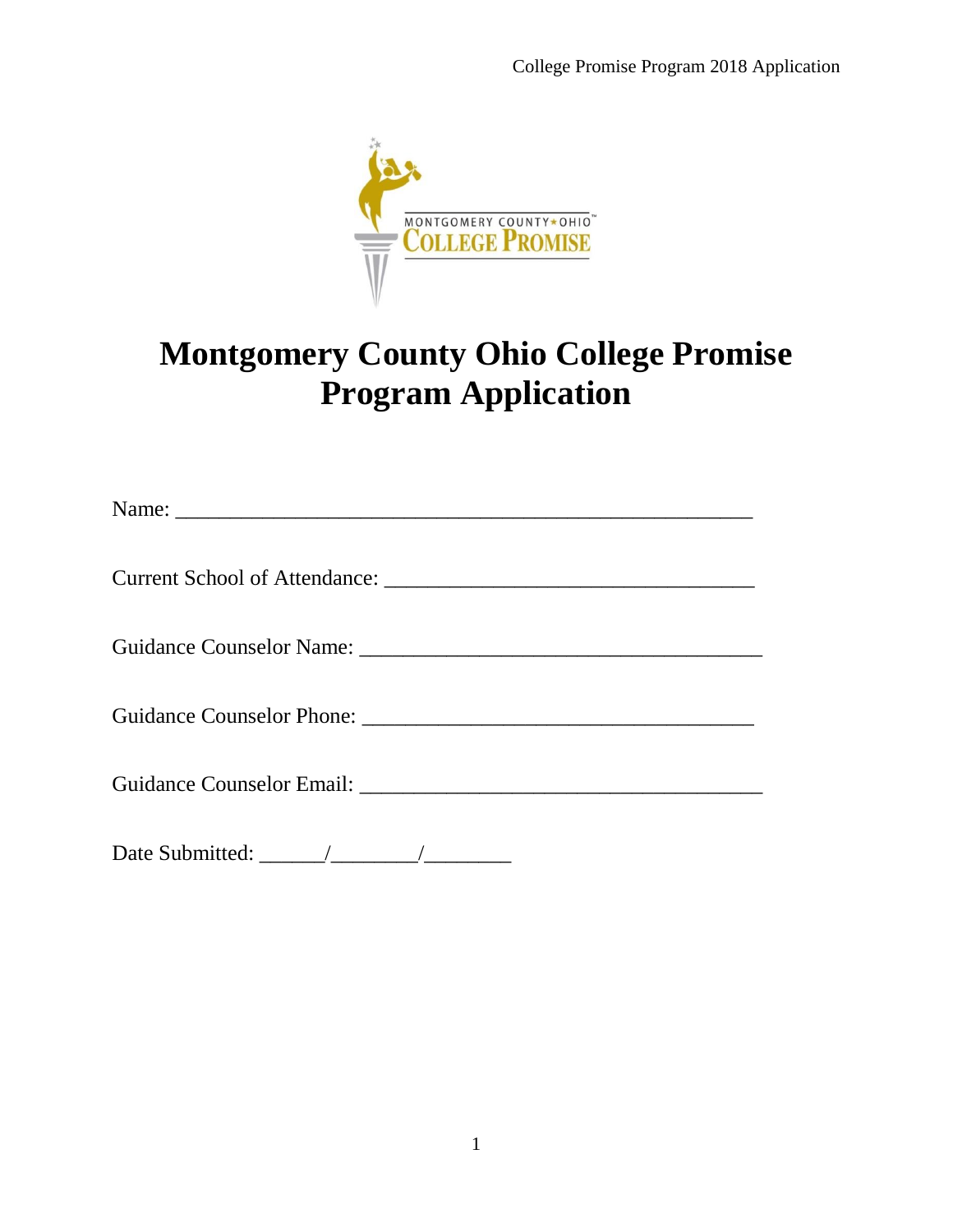# Montgomery County Ohio College Promise Program Application

Name: ____________________________________________________

Current School of Attendance: __________________________________

Guidance Counselor Name: ____________________________________

Guidance Counselor Phone: ___________________________________

Guidance Counselor Email: ____________________________________

Date Submitted: ______/________/________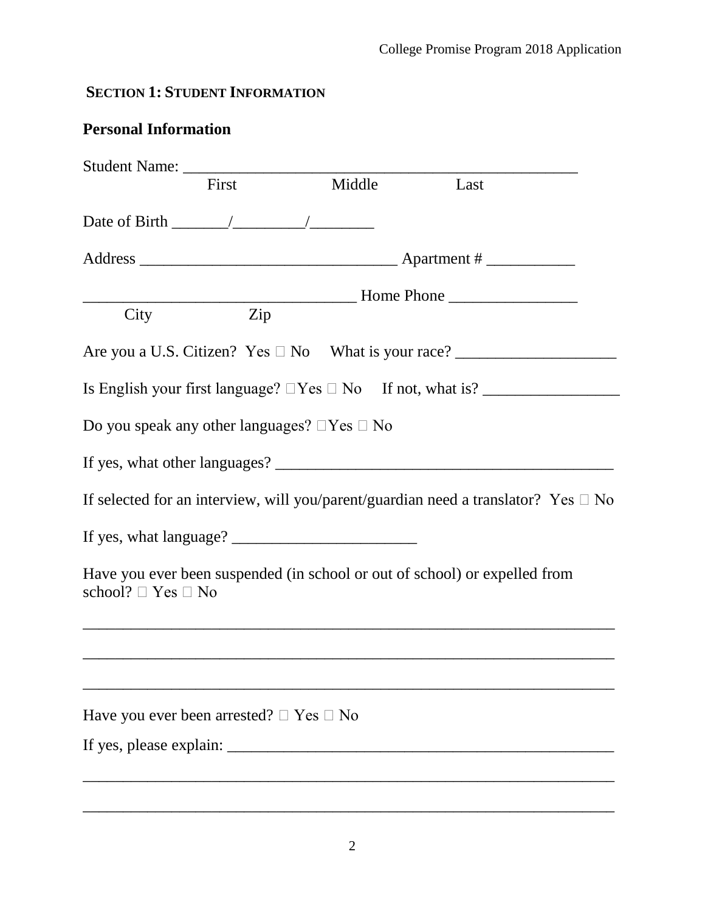## SECTION 1: STUDENT INFORMATION

### Personal Information

Student Name: ___________________________________________________
First Middle Last

Date of Birth _______/_________/________

Address ________________________________ Apartment # ___________

_________________________________ Home Phone ________________
City Zip

Are you a U.S. Citizen? Yes ☐ No What is your race? ____________________

Is English your first language? ☐Yes ☐ No If not, what is? _________________

Do you speak any other languages? ☐Yes ☐ No

If yes, what other languages? ___________________________________________

If selected for an interview, will you/parent/guardian need a translator? Yes ☐ No

If yes, what language? _______________________

Have you ever been suspended (in school or out of school) or expelled from school? ☐ Yes ☐ No

_________________________________________________________________

_________________________________________________________________

_________________________________________________________________

Have you ever been arrested? ☐ Yes ☐ No

If yes, please explain: _________________________________________________

_________________________________________________________________

_________________________________________________________________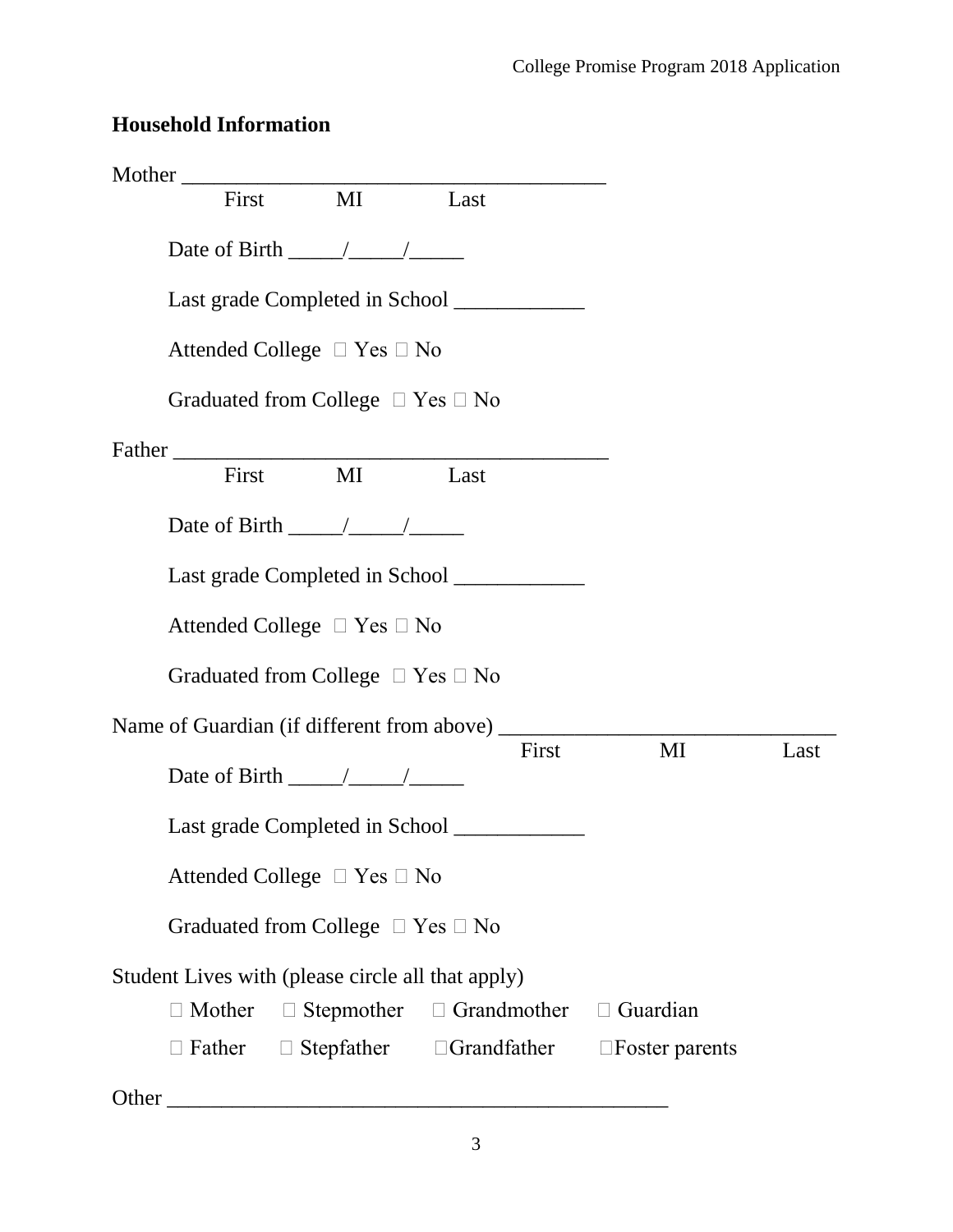## Household Information

Mother ________________________________________
First MI Last

Date of Birth _____/_____/_____

Last grade Completed in School ____________

Attended College ☐ Yes ☐ No

Graduated from College ☐ Yes ☐ No

Father ________________________________________
First MI Last

Date of Birth _____/_____/_____

Last grade Completed in School ____________

Attended College ☐ Yes ☐ No

Graduated from College ☐ Yes ☐ No

Name of Guardian (if different from above) ______________________________
First MI Last

Date of Birth _____/_____/_____

Last grade Completed in School ____________

Attended College ☐ Yes ☐ No

Graduated from College ☐ Yes ☐ No

Student Lives with (please circle all that apply)

☐ Mother ☐ Stepmother ☐ Grandmother ☐ Guardian

☐ Father ☐ Stepfather ☐Grandfather ☐Foster parents

Other ______________________________________________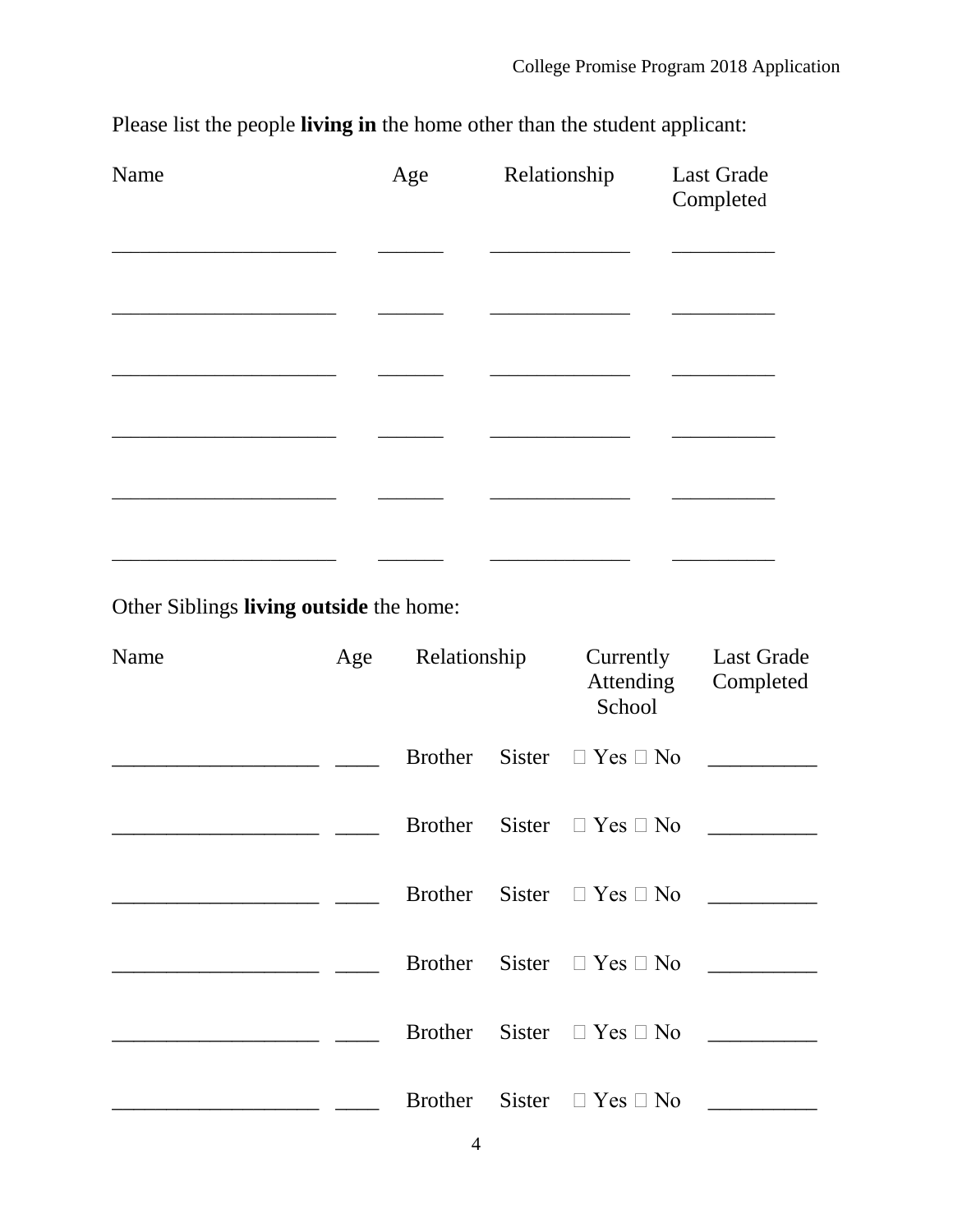Please list the people **living in** the home other than the student applicant:

| Name | Age | Relationship | Last Grade Completed |
|---|---|---|---|
| ____________________ | ______ | _____________ | _________ |
| ____________________ | ______ | _____________ | _________ |
| ____________________ | ______ | _____________ | _________ |
| ____________________ | ______ | _____________ | _________ |
| ____________________ | ______ | _____________ | _________ |
| ____________________ | ______ | _____________ | _________ |

Other Siblings **living outside** the home:

| Name | Age | Relationship | Currently Attending School | Last Grade Completed |
|---|---|---|---|---|
| ___________________ | ____ | Brother Sister | ☐ Yes ☐ No | __________ |
| ___________________ | ____ | Brother Sister | ☐ Yes ☐ No | __________ |
| ___________________ | ____ | Brother Sister | ☐ Yes ☐ No | __________ |
| ___________________ | ____ | Brother Sister | ☐ Yes ☐ No | __________ |
| ___________________ | ____ | Brother Sister | ☐ Yes ☐ No | __________ |
| ___________________ | ____ | Brother Sister | ☐ Yes ☐ No | __________ |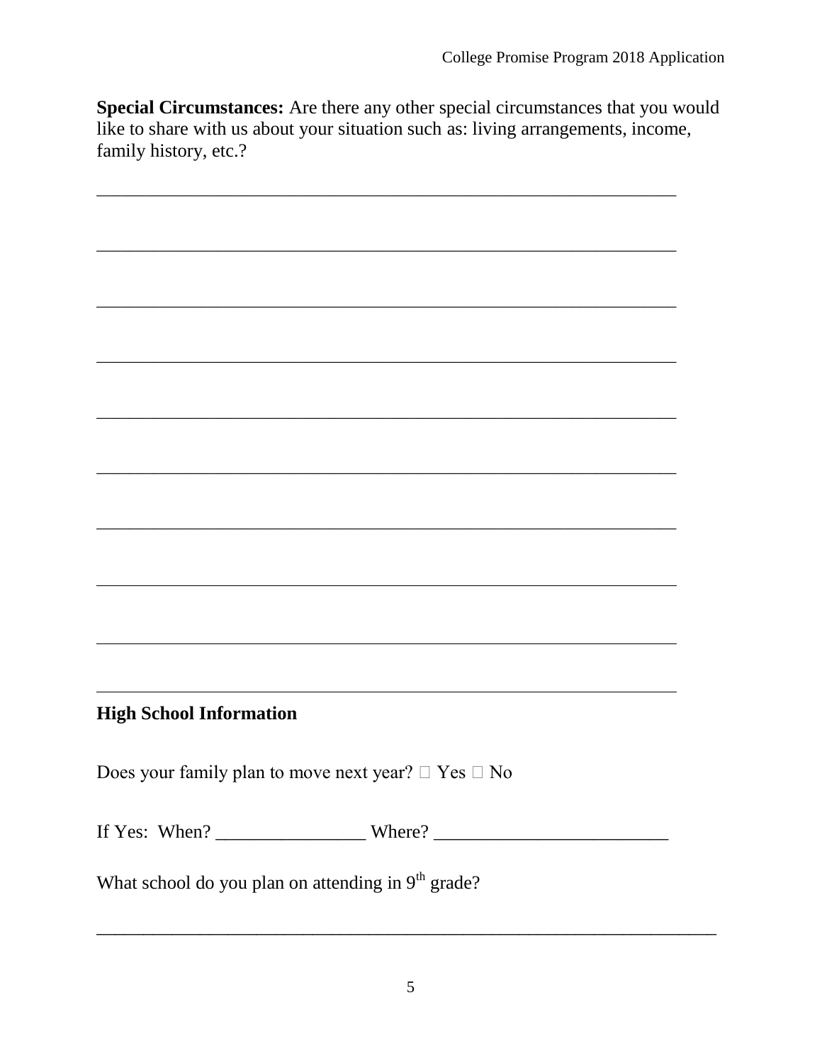**Special Circumstances:** Are there any other special circumstances that you would like to share with us about your situation such as: living arrangements, income, family history, etc.?

_______________________________________________________________

_______________________________________________________________

_______________________________________________________________

_______________________________________________________________

_______________________________________________________________

_______________________________________________________________

_______________________________________________________________

_______________________________________________________________

_______________________________________________________________

_______________________________________________________________

## High School Information

Does your family plan to move next year? ☐ Yes ☐ No

If Yes: When? ________________ Where? _________________________

What school do you plan on attending in 9th grade?

___________________________________________________________________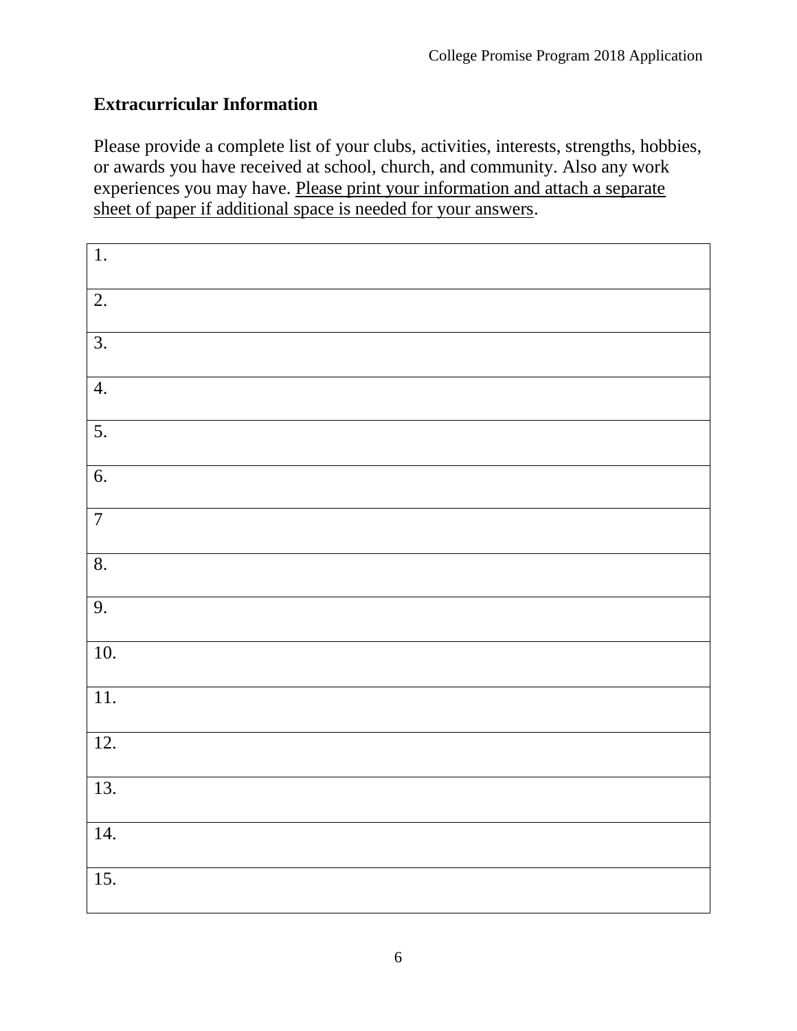## Extracurricular Information

Please provide a complete list of your clubs, activities, interests, strengths, hobbies, or awards you have received at school, church, and community. Also any work experiences you may have. <u>Please print your information and attach a separate sheet of paper if additional space is needed for your answers</u>.

| |
|---|
| 1. |
| 2. |
| 3. |
| 4. |
| 5. |
| 6. |
| 7 |
| 8. |
| 9. |
| 10. |
| 11. |
| 12. |
| 13. |
| 14. |
| 15. |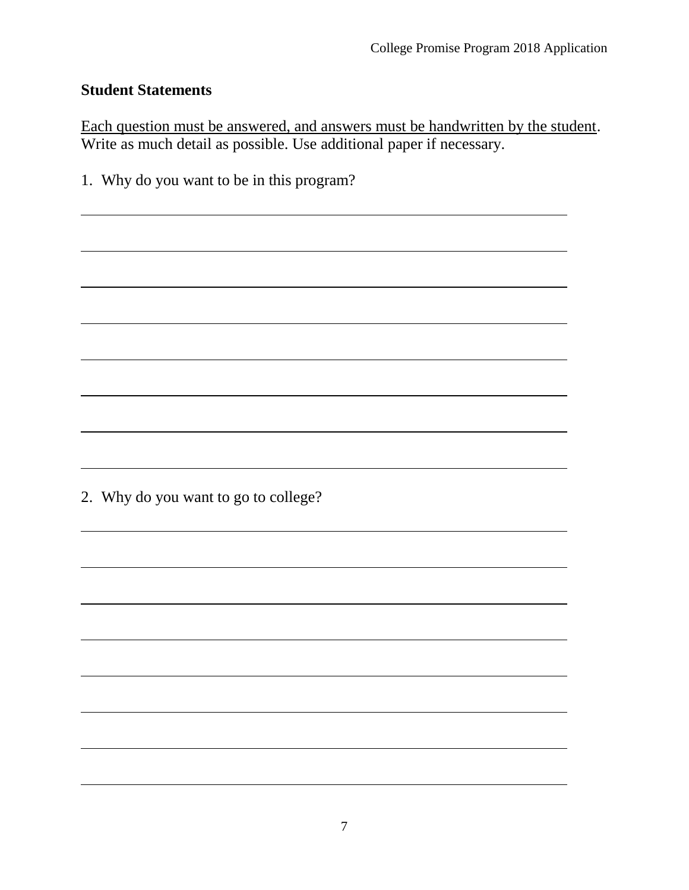## Student Statements

Each question must be answered, and answers must be handwritten by the student. Write as much detail as possible. Use additional paper if necessary.

1. Why do you want to be in this program?

2. Why do you want to go to college?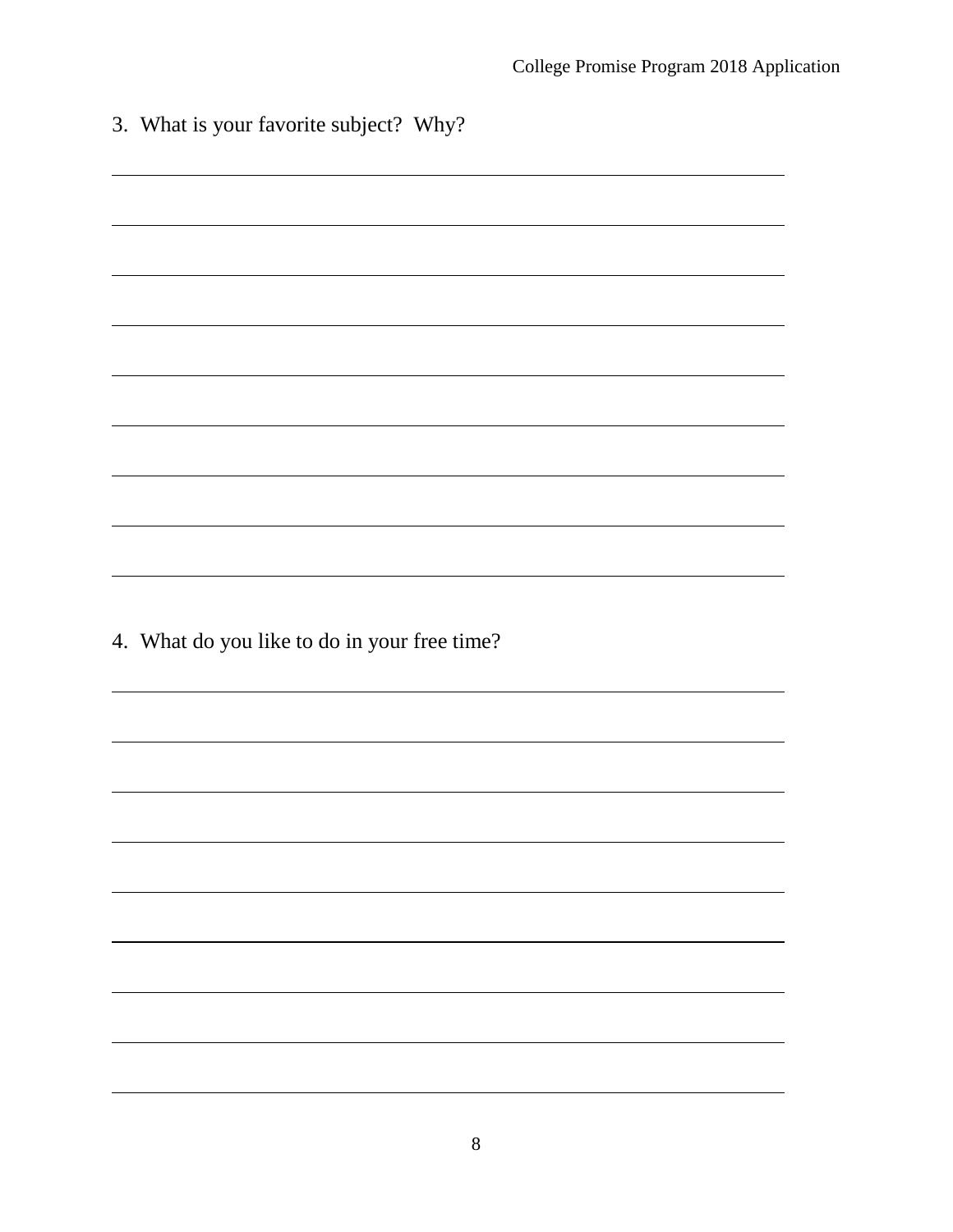3. What is your favorite subject? Why?

4. What do you like to do in your free time?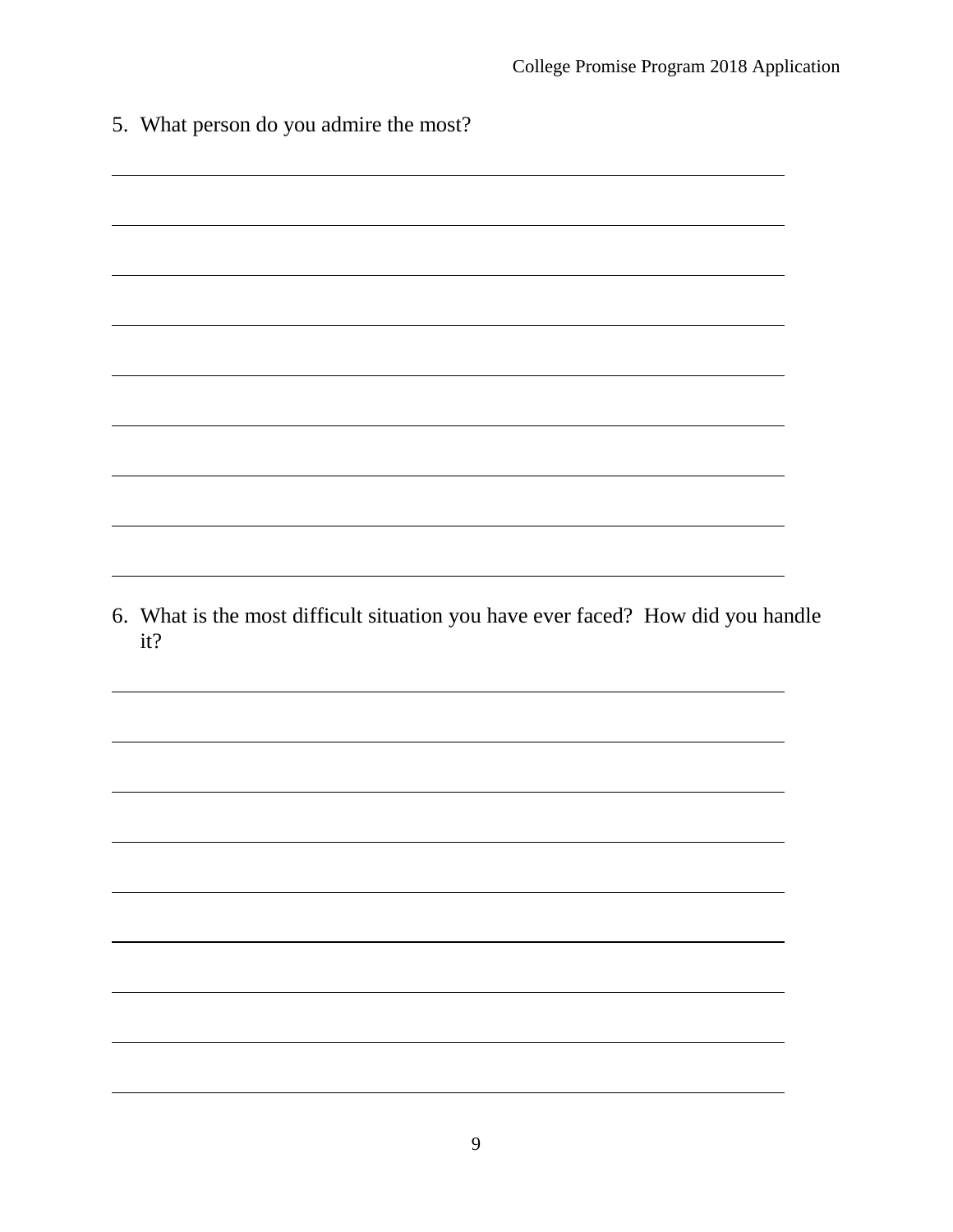5. What person do you admire the most?

6. What is the most difficult situation you have ever faced? How did you handle it?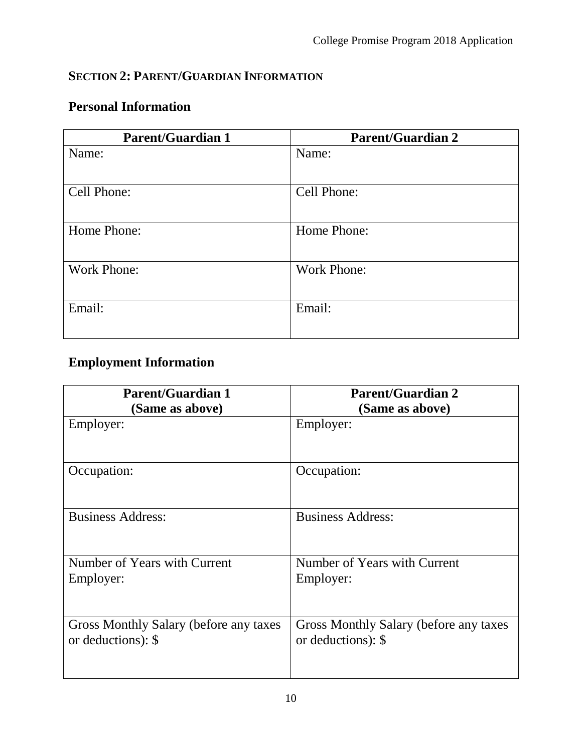## SECTION 2: PARENT/GUARDIAN INFORMATION

### Personal Information

| Parent/Guardian 1 | Parent/Guardian 2 |
|---|---|
| Name: | Name: |
| Cell Phone: | Cell Phone: |
| Home Phone: | Home Phone: |
| Work Phone: | Work Phone: |
| Email: | Email: |

### Employment Information

| Parent/Guardian 1 (Same as above) | Parent/Guardian 2 (Same as above) |
|---|---|
| Employer: | Employer: |
| Occupation: | Occupation: |
| Business Address: | Business Address: |
| Number of Years with Current Employer: | Number of Years with Current Employer: |
| Gross Monthly Salary (before any taxes or deductions): $ | Gross Monthly Salary (before any taxes or deductions): $ |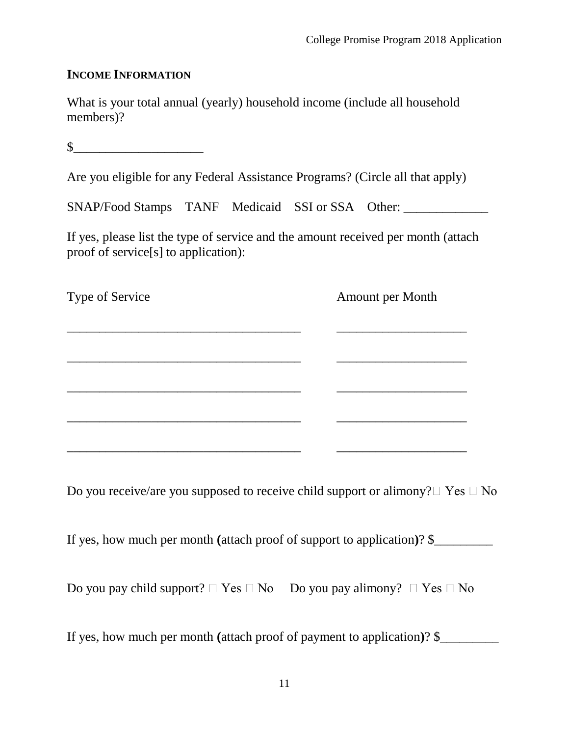## INCOME INFORMATION

What is your total annual (yearly) household income (include all household members)?

$____________________

Are you eligible for any Federal Assistance Programs? (Circle all that apply)

SNAP/Food Stamps    TANF    Medicaid    SSI or SSA    Other: _____________

If yes, please list the type of service and the amount received per month (attach proof of service[s] to application):

| Type of Service | Amount per Month |
|---|---|
| _____________________________________ | ____________________ |
| _____________________________________ | ____________________ |
| _____________________________________ | ____________________ |
| _____________________________________ | ____________________ |
| _____________________________________ | ____________________ |

Do you receive/are you supposed to receive child support or alimony? ☐ Yes ☐ No

If yes, how much per month **(**attach proof of support to application**)**? $_________

Do you pay child support? ☐ Yes ☐ No    Do you pay alimony? ☐ Yes ☐ No

If yes, how much per month **(**attach proof of payment to application**)**? $_________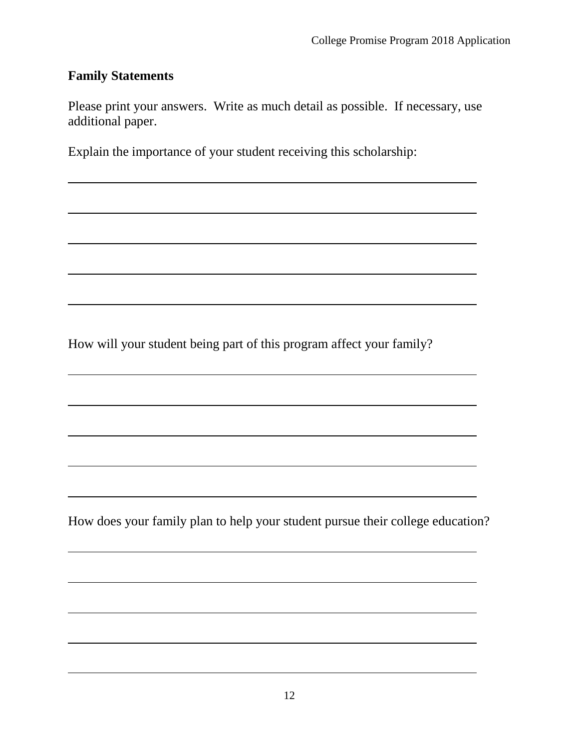**Family Statements**

Please print your answers. Write as much detail as possible. If necessary, use additional paper.

Explain the importance of your student receiving this scholarship:

How will your student being part of this program affect your family?

How does your family plan to help your student pursue their college education?